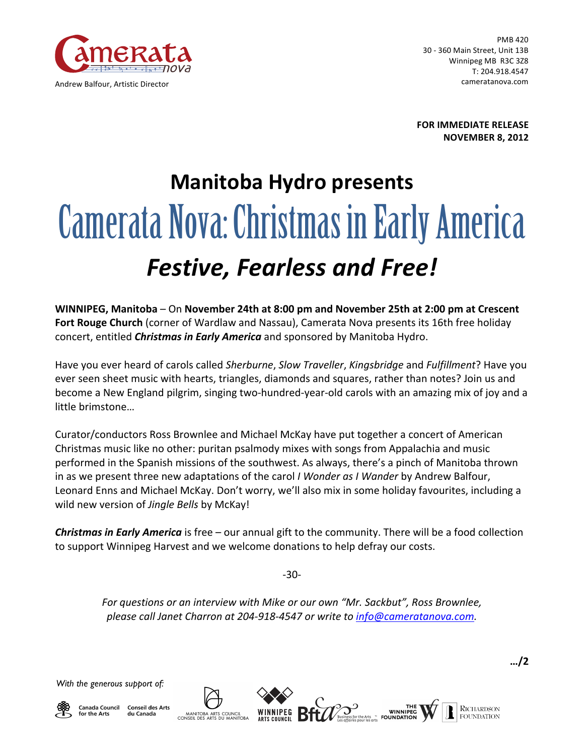Camerata nova

Andrew Balfour, Artistic Director

PMB 420
30 - 360 Main Street, Unit 13B
Winnipeg MB R3C 3Z8
T: 204.918.4547
cameratanova.com

**FOR IMMEDIATE RELEASE**
**NOVEMBER 8, 2012**

## Manitoba Hydro presents

# Camerata Nova: Christmas in Early America

## *Festive, Fearless and Free!*

**WINNIPEG, Manitoba** – On **November 24th at 8:00 pm and November 25th at 2:00 pm at Crescent Fort Rouge Church** (corner of Wardlaw and Nassau), Camerata Nova presents its 16th free holiday concert, entitled ***Christmas in Early America*** and sponsored by Manitoba Hydro.

Have you ever heard of carols called *Sherburne*, *Slow Traveller*, *Kingsbridge* and *Fulfillment*? Have you ever seen sheet music with hearts, triangles, diamonds and squares, rather than notes? Join us and become a New England pilgrim, singing two-hundred-year-old carols with an amazing mix of joy and a little brimstone…

Curator/conductors Ross Brownlee and Michael McKay have put together a concert of American Christmas music like no other: puritan psalmody mixes with songs from Appalachia and music performed in the Spanish missions of the southwest. As always, there's a pinch of Manitoba thrown in as we present three new adaptations of the carol *I Wonder as I Wander* by Andrew Balfour, Leonard Enns and Michael McKay. Don't worry, we'll also mix in some holiday favourites, including a wild new version of *Jingle Bells* by McKay!

***Christmas in Early America*** is free – our annual gift to the community. There will be a food collection to support Winnipeg Harvest and we welcome donations to help defray our costs.

-30-

*For questions or an interview with Mike or our own "Mr. Sackbut", Ross Brownlee, please call Janet Charron at 204-918-4547 or write to info@cameratanova.com.*

…/2

*With the generous support of:*

Canada Council for the Arts / Conseil des Arts du Canada; Manitoba Arts Council / Conseil des Arts du Manitoba; Winnipeg Arts Council; Bfta Business for the Arts / Les affaires pour les arts; The Winnipeg Foundation; Richardson Foundation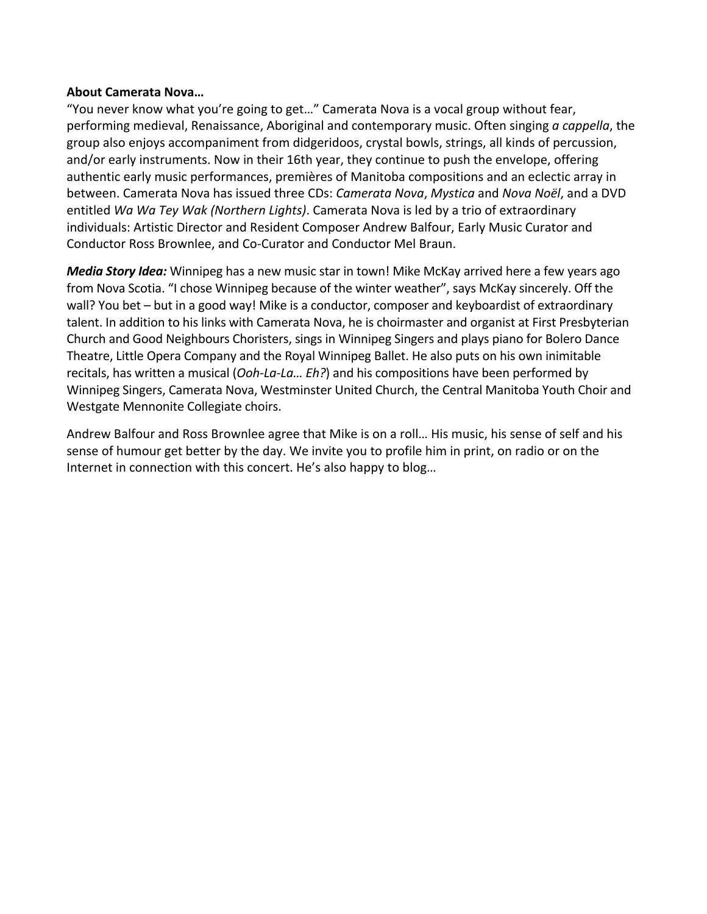**About Camerata Nova…**

"You never know what you're going to get…" Camerata Nova is a vocal group without fear, performing medieval, Renaissance, Aboriginal and contemporary music. Often singing *a cappella*, the group also enjoys accompaniment from didgeridoos, crystal bowls, strings, all kinds of percussion, and/or early instruments. Now in their 16th year, they continue to push the envelope, offering authentic early music performances, premières of Manitoba compositions and an eclectic array in between. Camerata Nova has issued three CDs: *Camerata Nova*, *Mystica* and *Nova Noël*, and a DVD entitled *Wa Wa Tey Wak (Northern Lights)*. Camerata Nova is led by a trio of extraordinary individuals: Artistic Director and Resident Composer Andrew Balfour, Early Music Curator and Conductor Ross Brownlee, and Co-Curator and Conductor Mel Braun.

***Media Story Idea:*** Winnipeg has a new music star in town! Mike McKay arrived here a few years ago from Nova Scotia. "I chose Winnipeg because of the winter weather", says McKay sincerely. Off the wall? You bet – but in a good way! Mike is a conductor, composer and keyboardist of extraordinary talent. In addition to his links with Camerata Nova, he is choirmaster and organist at First Presbyterian Church and Good Neighbours Choristers, sings in Winnipeg Singers and plays piano for Bolero Dance Theatre, Little Opera Company and the Royal Winnipeg Ballet. He also puts on his own inimitable recitals, has written a musical (*Ooh-La-La… Eh?*) and his compositions have been performed by Winnipeg Singers, Camerata Nova, Westminster United Church, the Central Manitoba Youth Choir and Westgate Mennonite Collegiate choirs.

Andrew Balfour and Ross Brownlee agree that Mike is on a roll… His music, his sense of self and his sense of humour get better by the day. We invite you to profile him in print, on radio or on the Internet in connection with this concert. He's also happy to blog…